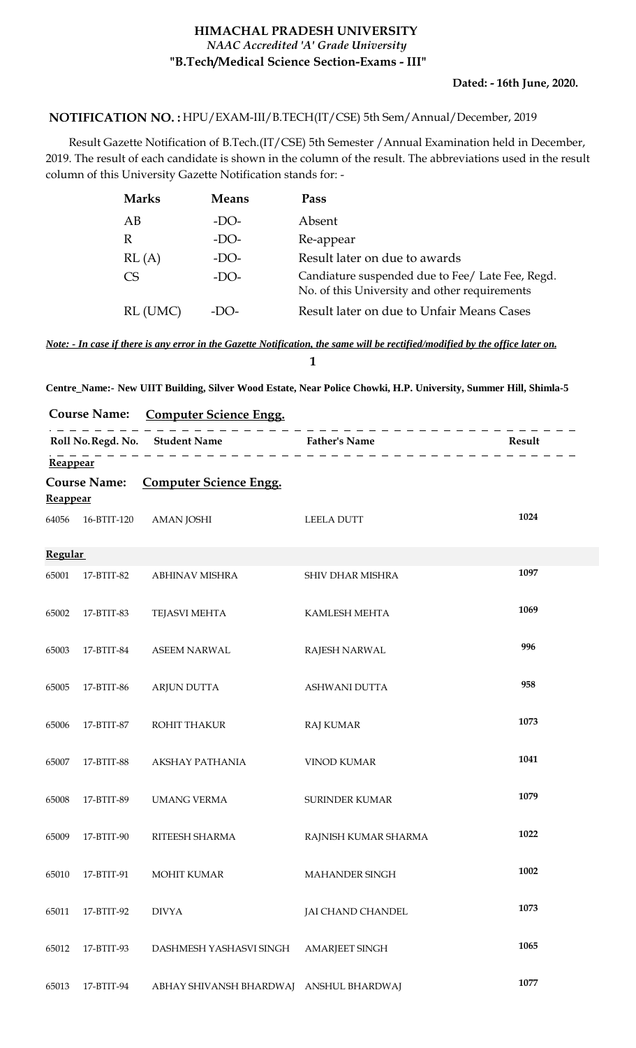# HIMACHAL PRADESH UNIVERSITY

*NAAC Accredited 'A' Grade University*

**"B.Tech/Medical Science Section-Exams - III"**

**Dated: - 16th June, 2020.**

**NOTIFICATION NO. :** HPU/EXAM-III/B.TECH(IT/CSE) 5th Sem/Annual/December, 2019

Result Gazette Notification of B.Tech.(IT/CSE) 5th Semester /Annual Examination held in December, 2019. The result of each candidate is shown in the column of the result. The abbreviations used in the result column of this University Gazette Notification stands for: -

| Marks | Means | Pass |
|---|---|---|
| AB | -DO- | Absent |
| R | -DO- | Re-appear |
| RL (A) | -DO- | Result later on due to awards |
| CS | -DO- | Candiature suspended due to Fee/ Late Fee, Regd. No. of this University and other requirements |
| RL (UMC) | -DO- | Result later on due to Unfair Means Cases |

***Note: - In case if there is any error in the Gazette Notification, the same will be rectified/modified by the office later on.***

**Centre_Name:- New UIIT Building, Silver Wood Estate, Near Police Chowki, H.P. University, Summer Hill, Shimla-5**

**Course Name:** **Computer Science Engg.**

**Reappear**

**Course Name:** **Computer Science Engg.**

**Reappear**

| Roll No. | Regd. No. | Student Name | Father's Name | Result |
|---|---|---|---|---|
| 64056 | 16-BTIT-120 | AMAN JOSHI | LEELA DUTT | 1024 |

**Regular**

| Roll No. | Regd. No. | Student Name | Father's Name | Result |
|---|---|---|---|---|
| 65001 | 17-BTIT-82 | ABHINAV MISHRA | SHIV DHAR MISHRA | 1097 |
| 65002 | 17-BTIT-83 | TEJASVI MEHTA | KAMLESH MEHTA | 1069 |
| 65003 | 17-BTIT-84 | ASEEM NARWAL | RAJESH NARWAL | 996 |
| 65005 | 17-BTIT-86 | ARJUN DUTTA | ASHWANI DUTTA | 958 |
| 65006 | 17-BTIT-87 | ROHIT THAKUR | RAJ KUMAR | 1073 |
| 65007 | 17-BTIT-88 | AKSHAY PATHANIA | VINOD KUMAR | 1041 |
| 65008 | 17-BTIT-89 | UMANG VERMA | SURINDER KUMAR | 1079 |
| 65009 | 17-BTIT-90 | RITEESH SHARMA | RAJNISH KUMAR SHARMA | 1022 |
| 65010 | 17-BTIT-91 | MOHIT KUMAR | MAHANDER SINGH | 1002 |
| 65011 | 17-BTIT-92 | DIVYA | JAI CHAND CHANDEL | 1073 |
| 65012 | 17-BTIT-93 | DASHMESH YASHASVI SINGH | AMARJEET SINGH | 1065 |
| 65013 | 17-BTIT-94 | ABHAY SHIVANSH BHARDWAJ | ANSHUL BHARDWAJ | 1077 |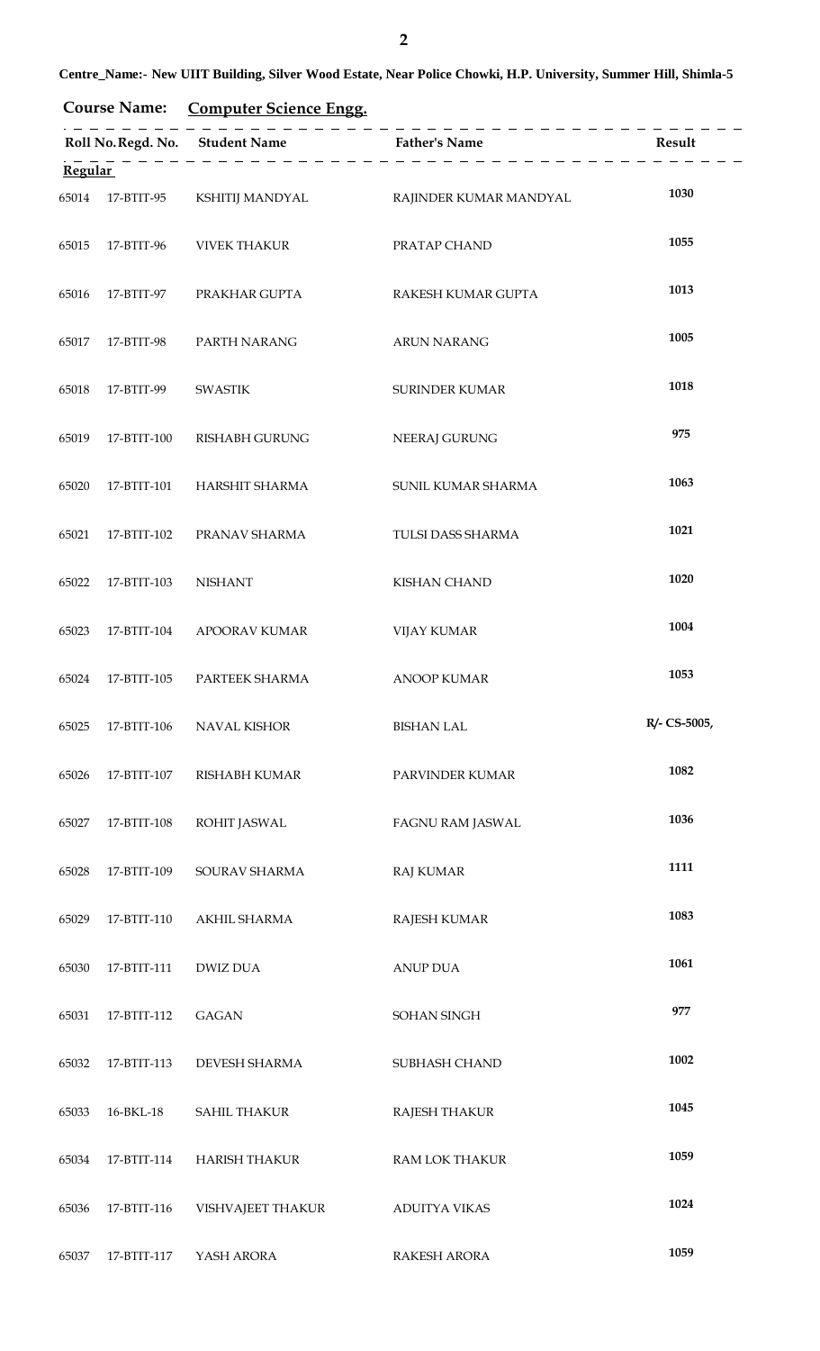**Centre_Name:- New UIIT Building, Silver Wood Estate, Near Police Chowki, H.P. University, Summer Hill, Shimla-5**

**Course Name:** **Computer Science Engg.**

| Roll No. | Regd. No. | Student Name | Father's Name | Result |
|---|---|---|---|---|
| **Regular** | | | | |
| 65014 | 17-BTIT-95 | KSHITIJ MANDYAL | RAJINDER KUMAR MANDYAL | 1030 |
| 65015 | 17-BTIT-96 | VIVEK THAKUR | PRATAP CHAND | 1055 |
| 65016 | 17-BTIT-97 | PRAKHAR GUPTA | RAKESH KUMAR GUPTA | 1013 |
| 65017 | 17-BTIT-98 | PARTH NARANG | ARUN NARANG | 1005 |
| 65018 | 17-BTIT-99 | SWASTIK | SURINDER KUMAR | 1018 |
| 65019 | 17-BTIT-100 | RISHABH GURUNG | NEERAJ GURUNG | 975 |
| 65020 | 17-BTIT-101 | HARSHIT SHARMA | SUNIL KUMAR SHARMA | 1063 |
| 65021 | 17-BTIT-102 | PRANAV SHARMA | TULSI DASS SHARMA | 1021 |
| 65022 | 17-BTIT-103 | NISHANT | KISHAN CHAND | 1020 |
| 65023 | 17-BTIT-104 | APOORAV KUMAR | VIJAY KUMAR | 1004 |
| 65024 | 17-BTIT-105 | PARTEEK SHARMA | ANOOP KUMAR | 1053 |
| 65025 | 17-BTIT-106 | NAVAL KISHOR | BISHAN LAL | R/- CS-5005, |
| 65026 | 17-BTIT-107 | RISHABH KUMAR | PARVINDER KUMAR | 1082 |
| 65027 | 17-BTIT-108 | ROHIT JASWAL | FAGNU RAM JASWAL | 1036 |
| 65028 | 17-BTIT-109 | SOURAV SHARMA | RAJ KUMAR | 1111 |
| 65029 | 17-BTIT-110 | AKHIL SHARMA | RAJESH KUMAR | 1083 |
| 65030 | 17-BTIT-111 | DWIZ DUA | ANUP DUA | 1061 |
| 65031 | 17-BTIT-112 | GAGAN | SOHAN SINGH | 977 |
| 65032 | 17-BTIT-113 | DEVESH SHARMA | SUBHASH CHAND | 1002 |
| 65033 | 16-BKL-18 | SAHIL THAKUR | RAJESH THAKUR | 1045 |
| 65034 | 17-BTIT-114 | HARISH THAKUR | RAM LOK THAKUR | 1059 |
| 65036 | 17-BTIT-116 | VISHVAJEET THAKUR | ADUITYA VIKAS | 1024 |
| 65037 | 17-BTIT-117 | YASH ARORA | RAKESH ARORA | 1059 |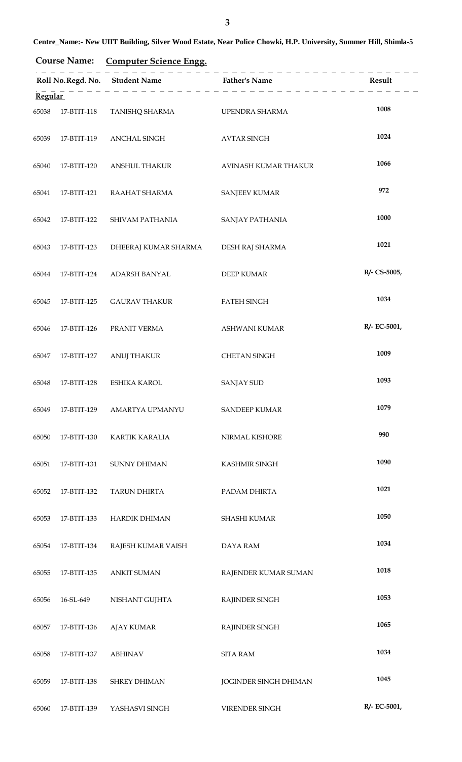**Centre_Name:- New UIIT Building, Silver Wood Estate, Near Police Chowki, H.P. University, Summer Hill, Shimla-5**

**Course Name:** **Computer Science Engg.**

| Roll No. | Regd. No. | Student Name | Father's Name | Result |
|---|---|---|---|---|
| **Regular** | | | | |
| 65038 | 17-BTIT-118 | TANISHQ SHARMA | UPENDRA SHARMA | 1008 |
| 65039 | 17-BTIT-119 | ANCHAL SINGH | AVTAR SINGH | 1024 |
| 65040 | 17-BTIT-120 | ANSHUL THAKUR | AVINASH KUMAR THAKUR | 1066 |
| 65041 | 17-BTIT-121 | RAAHAT SHARMA | SANJEEV KUMAR | 972 |
| 65042 | 17-BTIT-122 | SHIVAM PATHANIA | SANJAY PATHANIA | 1000 |
| 65043 | 17-BTIT-123 | DHEERAJ KUMAR SHARMA | DESH RAJ SHARMA | 1021 |
| 65044 | 17-BTIT-124 | ADARSH BANYAL | DEEP KUMAR | R/- CS-5005, |
| 65045 | 17-BTIT-125 | GAURAV THAKUR | FATEH SINGH | 1034 |
| 65046 | 17-BTIT-126 | PRANIT VERMA | ASHWANI KUMAR | R/- EC-5001, |
| 65047 | 17-BTIT-127 | ANUJ THAKUR | CHETAN SINGH | 1009 |
| 65048 | 17-BTIT-128 | ESHIKA KAROL | SANJAY SUD | 1093 |
| 65049 | 17-BTIT-129 | AMARTYA UPMANYU | SANDEEP KUMAR | 1079 |
| 65050 | 17-BTIT-130 | KARTIK KARALIA | NIRMAL KISHORE | 990 |
| 65051 | 17-BTIT-131 | SUNNY DHIMAN | KASHMIR SINGH | 1090 |
| 65052 | 17-BTIT-132 | TARUN DHIRTA | PADAM DHIRTA | 1021 |
| 65053 | 17-BTIT-133 | HARDIK DHIMAN | SHASHI KUMAR | 1050 |
| 65054 | 17-BTIT-134 | RAJESH KUMAR VAISH | DAYA RAM | 1034 |
| 65055 | 17-BTIT-135 | ANKIT SUMAN | RAJENDER KUMAR SUMAN | 1018 |
| 65056 | 16-SL-649 | NISHANT GUJHTA | RAJINDER SINGH | 1053 |
| 65057 | 17-BTIT-136 | AJAY KUMAR | RAJINDER SINGH | 1065 |
| 65058 | 17-BTIT-137 | ABHINAV | SITA RAM | 1034 |
| 65059 | 17-BTIT-138 | SHREY DHIMAN | JOGINDER SINGH DHIMAN | 1045 |
| 65060 | 17-BTIT-139 | YASHASVI SINGH | VIRENDER SINGH | R/- EC-5001, |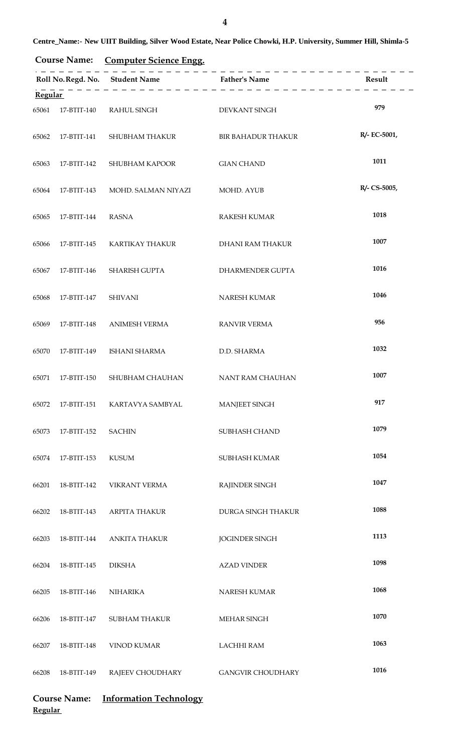Centre_Name:- New UIIT Building, Silver Wood Estate, Near Police Chowki, H.P. University, Summer Hill, Shimla-5

**Course Name:** **Computer Science Engg.**

| Roll No. | Regd. No. | Student Name | Father's Name | Result |
|---|---|---|---|---|
| **Regular** | | | | |
| 65061 | 17-BTIT-140 | RAHUL SINGH | DEVKANT SINGH | 979 |
| 65062 | 17-BTIT-141 | SHUBHAM THAKUR | BIR BAHADUR THAKUR | R/- EC-5001, |
| 65063 | 17-BTIT-142 | SHUBHAM KAPOOR | GIAN CHAND | 1011 |
| 65064 | 17-BTIT-143 | MOHD. SALMAN NIYAZI | MOHD. AYUB | R/- CS-5005, |
| 65065 | 17-BTIT-144 | RASNA | RAKESH KUMAR | 1018 |
| 65066 | 17-BTIT-145 | KARTIKAY THAKUR | DHANI RAM THAKUR | 1007 |
| 65067 | 17-BTIT-146 | SHARISH GUPTA | DHARMENDER GUPTA | 1016 |
| 65068 | 17-BTIT-147 | SHIVANI | NARESH KUMAR | 1046 |
| 65069 | 17-BTIT-148 | ANIMESH VERMA | RANVIR VERMA | 956 |
| 65070 | 17-BTIT-149 | ISHANI SHARMA | D.D. SHARMA | 1032 |
| 65071 | 17-BTIT-150 | SHUBHAM CHAUHAN | NANT RAM CHAUHAN | 1007 |
| 65072 | 17-BTIT-151 | KARTAVYA SAMBYAL | MANJEET SINGH | 917 |
| 65073 | 17-BTIT-152 | SACHIN | SUBHASH CHAND | 1079 |
| 65074 | 17-BTIT-153 | KUSUM | SUBHASH KUMAR | 1054 |
| 66201 | 18-BTIT-142 | VIKRANT VERMA | RAJINDER SINGH | 1047 |
| 66202 | 18-BTIT-143 | ARPITA THAKUR | DURGA SINGH THAKUR | 1088 |
| 66203 | 18-BTIT-144 | ANKITA THAKUR | JOGINDER SINGH | 1113 |
| 66204 | 18-BTIT-145 | DIKSHA | AZAD VINDER | 1098 |
| 66205 | 18-BTIT-146 | NIHARIKA | NARESH KUMAR | 1068 |
| 66206 | 18-BTIT-147 | SUBHAM THAKUR | MEHAR SINGH | 1070 |
| 66207 | 18-BTIT-148 | VINOD KUMAR | LACHHI RAM | 1063 |
| 66208 | 18-BTIT-149 | RAJEEV CHOUDHARY | GANGVIR CHOUDHARY | 1016 |

**Course Name:** **Information Technology**

**Regular**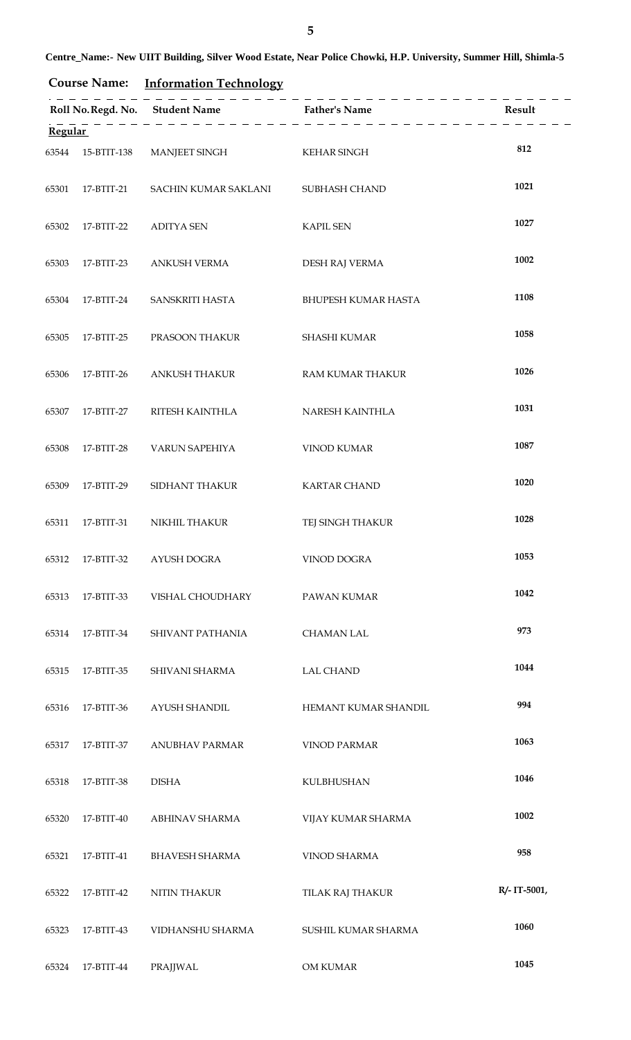**Centre_Name:- New UIIT Building, Silver Wood Estate, Near Police Chowki, H.P. University, Summer Hill, Shimla-5**

**Course Name:** **Information Technology**

| Roll No. | Regd. No. | Student Name | Father's Name | Result |
|---|---|---|---|---|
| **Regular** | | | | |
| 63544 | 15-BTIT-138 | MANJEET SINGH | KEHAR SINGH | 812 |
| 65301 | 17-BTIT-21 | SACHIN KUMAR SAKLANI | SUBHASH CHAND | 1021 |
| 65302 | 17-BTIT-22 | ADITYA SEN | KAPIL SEN | 1027 |
| 65303 | 17-BTIT-23 | ANKUSH VERMA | DESH RAJ VERMA | 1002 |
| 65304 | 17-BTIT-24 | SANSKRITI HASTA | BHUPESH KUMAR HASTA | 1108 |
| 65305 | 17-BTIT-25 | PRASOON THAKUR | SHASHI KUMAR | 1058 |
| 65306 | 17-BTIT-26 | ANKUSH THAKUR | RAM KUMAR THAKUR | 1026 |
| 65307 | 17-BTIT-27 | RITESH KAINTHLA | NARESH KAINTHLA | 1031 |
| 65308 | 17-BTIT-28 | VARUN SAPEHIYA | VINOD KUMAR | 1087 |
| 65309 | 17-BTIT-29 | SIDHANT THAKUR | KARTAR CHAND | 1020 |
| 65311 | 17-BTIT-31 | NIKHIL THAKUR | TEJ SINGH THAKUR | 1028 |
| 65312 | 17-BTIT-32 | AYUSH DOGRA | VINOD DOGRA | 1053 |
| 65313 | 17-BTIT-33 | VISHAL CHOUDHARY | PAWAN KUMAR | 1042 |
| 65314 | 17-BTIT-34 | SHIVANT PATHANIA | CHAMAN LAL | 973 |
| 65315 | 17-BTIT-35 | SHIVANI SHARMA | LAL CHAND | 1044 |
| 65316 | 17-BTIT-36 | AYUSH SHANDIL | HEMANT KUMAR SHANDIL | 994 |
| 65317 | 17-BTIT-37 | ANUBHAV PARMAR | VINOD PARMAR | 1063 |
| 65318 | 17-BTIT-38 | DISHA | KULBHUSHAN | 1046 |
| 65320 | 17-BTIT-40 | ABHINAV SHARMA | VIJAY KUMAR SHARMA | 1002 |
| 65321 | 17-BTIT-41 | BHAVESH SHARMA | VINOD SHARMA | 958 |
| 65322 | 17-BTIT-42 | NITIN THAKUR | TILAK RAJ THAKUR | R/- IT-5001, |
| 65323 | 17-BTIT-43 | VIDHANSHU SHARMA | SUSHIL KUMAR SHARMA | 1060 |
| 65324 | 17-BTIT-44 | PRAJJWAL | OM KUMAR | 1045 |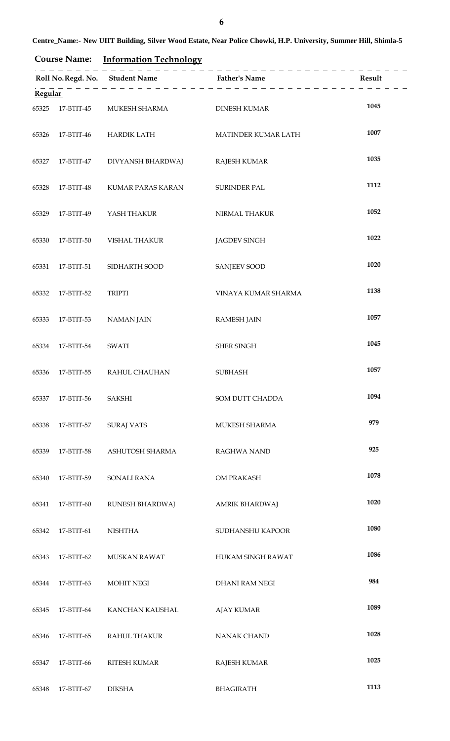**Centre_Name:- New UIIT Building, Silver Wood Estate, Near Police Chowki, H.P. University, Summer Hill, Shimla-5**

**Course Name:** **Information Technology**

| Roll No. | Regd. No. | Student Name | Father's Name | Result |
|---|---|---|---|---|
| **Regular** | | | | |
| 65325 | 17-BTIT-45 | MUKESH SHARMA | DINESH KUMAR | 1045 |
| 65326 | 17-BTIT-46 | HARDIK LATH | MATINDER KUMAR LATH | 1007 |
| 65327 | 17-BTIT-47 | DIVYANSH BHARDWAJ | RAJESH KUMAR | 1035 |
| 65328 | 17-BTIT-48 | KUMAR PARAS KARAN | SURINDER PAL | 1112 |
| 65329 | 17-BTIT-49 | YASH THAKUR | NIRMAL THAKUR | 1052 |
| 65330 | 17-BTIT-50 | VISHAL THAKUR | JAGDEV SINGH | 1022 |
| 65331 | 17-BTIT-51 | SIDHARTH SOOD | SANJEEV SOOD | 1020 |
| 65332 | 17-BTIT-52 | TRIPTI | VINAYA KUMAR SHARMA | 1138 |
| 65333 | 17-BTIT-53 | NAMAN JAIN | RAMESH JAIN | 1057 |
| 65334 | 17-BTIT-54 | SWATI | SHER SINGH | 1045 |
| 65336 | 17-BTIT-55 | RAHUL CHAUHAN | SUBHASH | 1057 |
| 65337 | 17-BTIT-56 | SAKSHI | SOM DUTT CHADDA | 1094 |
| 65338 | 17-BTIT-57 | SURAJ VATS | MUKESH SHARMA | 979 |
| 65339 | 17-BTIT-58 | ASHUTOSH SHARMA | RAGHWA NAND | 925 |
| 65340 | 17-BTIT-59 | SONALI RANA | OM PRAKASH | 1078 |
| 65341 | 17-BTIT-60 | RUNESH BHARDWAJ | AMRIK BHARDWAJ | 1020 |
| 65342 | 17-BTIT-61 | NISHTHA | SUDHANSHU KAPOOR | 1080 |
| 65343 | 17-BTIT-62 | MUSKAN RAWAT | HUKAM SINGH RAWAT | 1086 |
| 65344 | 17-BTIT-63 | MOHIT NEGI | DHANI RAM NEGI | 984 |
| 65345 | 17-BTIT-64 | KANCHAN KAUSHAL | AJAY KUMAR | 1089 |
| 65346 | 17-BTIT-65 | RAHUL THAKUR | NANAK CHAND | 1028 |
| 65347 | 17-BTIT-66 | RITESH KUMAR | RAJESH KUMAR | 1025 |
| 65348 | 17-BTIT-67 | DIKSHA | BHAGIRATH | 1113 |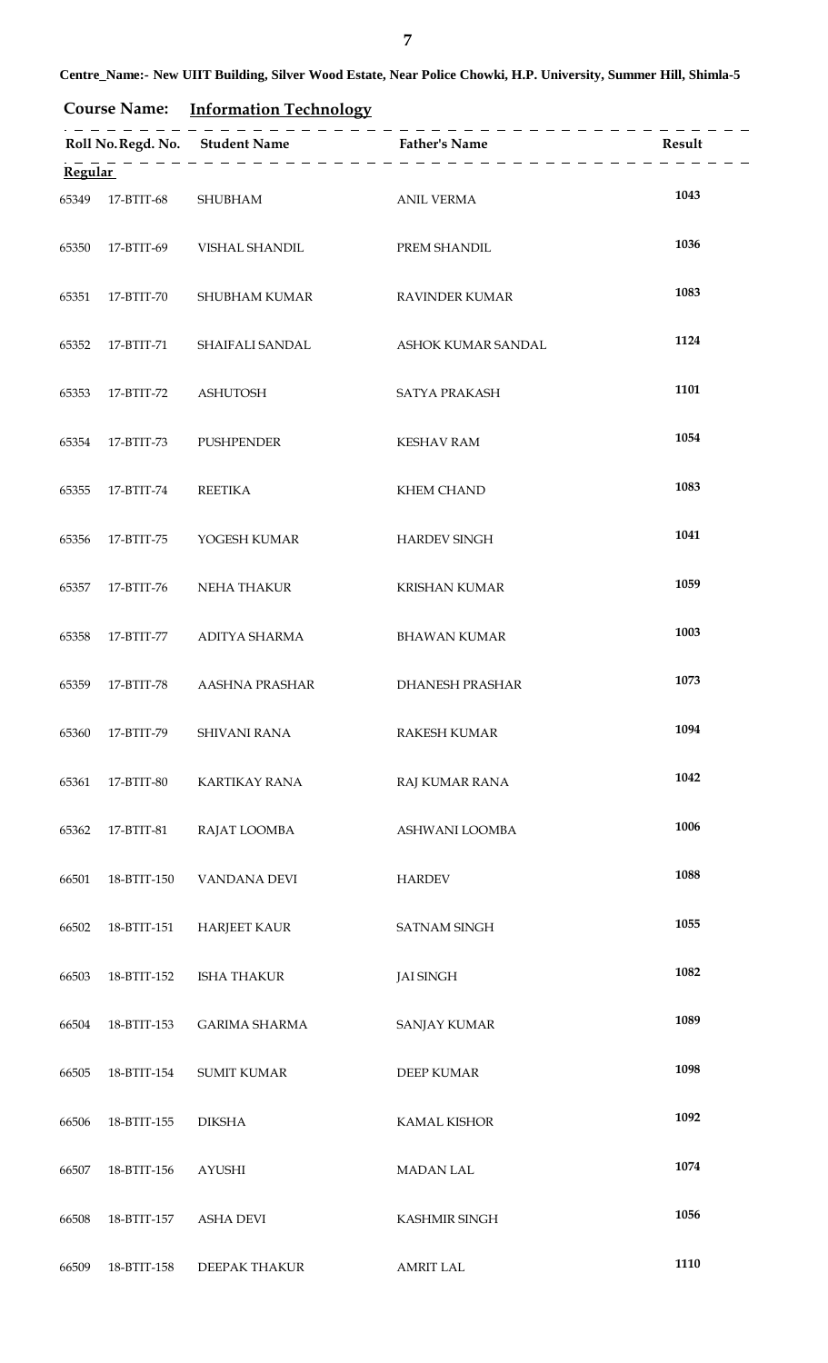**Centre_Name:- New UIIT Building, Silver Wood Estate, Near Police Chowki, H.P. University, Summer Hill, Shimla-5**

**Course Name:** **Information Technology**

| Roll No. | Regd. No. | Student Name | Father's Name | Result |
|---|---|---|---|---|
| **Regular** | | | | |
| 65349 | 17-BTIT-68 | SHUBHAM | ANIL VERMA | 1043 |
| 65350 | 17-BTIT-69 | VISHAL SHANDIL | PREM SHANDIL | 1036 |
| 65351 | 17-BTIT-70 | SHUBHAM KUMAR | RAVINDER KUMAR | 1083 |
| 65352 | 17-BTIT-71 | SHAIFALI SANDAL | ASHOK KUMAR SANDAL | 1124 |
| 65353 | 17-BTIT-72 | ASHUTOSH | SATYA PRAKASH | 1101 |
| 65354 | 17-BTIT-73 | PUSHPENDER | KESHAV RAM | 1054 |
| 65355 | 17-BTIT-74 | REETIKA | KHEM CHAND | 1083 |
| 65356 | 17-BTIT-75 | YOGESH KUMAR | HARDEV SINGH | 1041 |
| 65357 | 17-BTIT-76 | NEHA THAKUR | KRISHAN KUMAR | 1059 |
| 65358 | 17-BTIT-77 | ADITYA SHARMA | BHAWAN KUMAR | 1003 |
| 65359 | 17-BTIT-78 | AASHNA PRASHAR | DHANESH PRASHAR | 1073 |
| 65360 | 17-BTIT-79 | SHIVANI RANA | RAKESH KUMAR | 1094 |
| 65361 | 17-BTIT-80 | KARTIKAY RANA | RAJ KUMAR RANA | 1042 |
| 65362 | 17-BTIT-81 | RAJAT LOOMBA | ASHWANI LOOMBA | 1006 |
| 66501 | 18-BTIT-150 | VANDANA DEVI | HARDEV | 1088 |
| 66502 | 18-BTIT-151 | HARJEET KAUR | SATNAM SINGH | 1055 |
| 66503 | 18-BTIT-152 | ISHA THAKUR | JAI SINGH | 1082 |
| 66504 | 18-BTIT-153 | GARIMA SHARMA | SANJAY KUMAR | 1089 |
| 66505 | 18-BTIT-154 | SUMIT KUMAR | DEEP KUMAR | 1098 |
| 66506 | 18-BTIT-155 | DIKSHA | KAMAL KISHOR | 1092 |
| 66507 | 18-BTIT-156 | AYUSHI | MADAN LAL | 1074 |
| 66508 | 18-BTIT-157 | ASHA DEVI | KASHMIR SINGH | 1056 |
| 66509 | 18-BTIT-158 | DEEPAK THAKUR | AMRIT LAL | 1110 |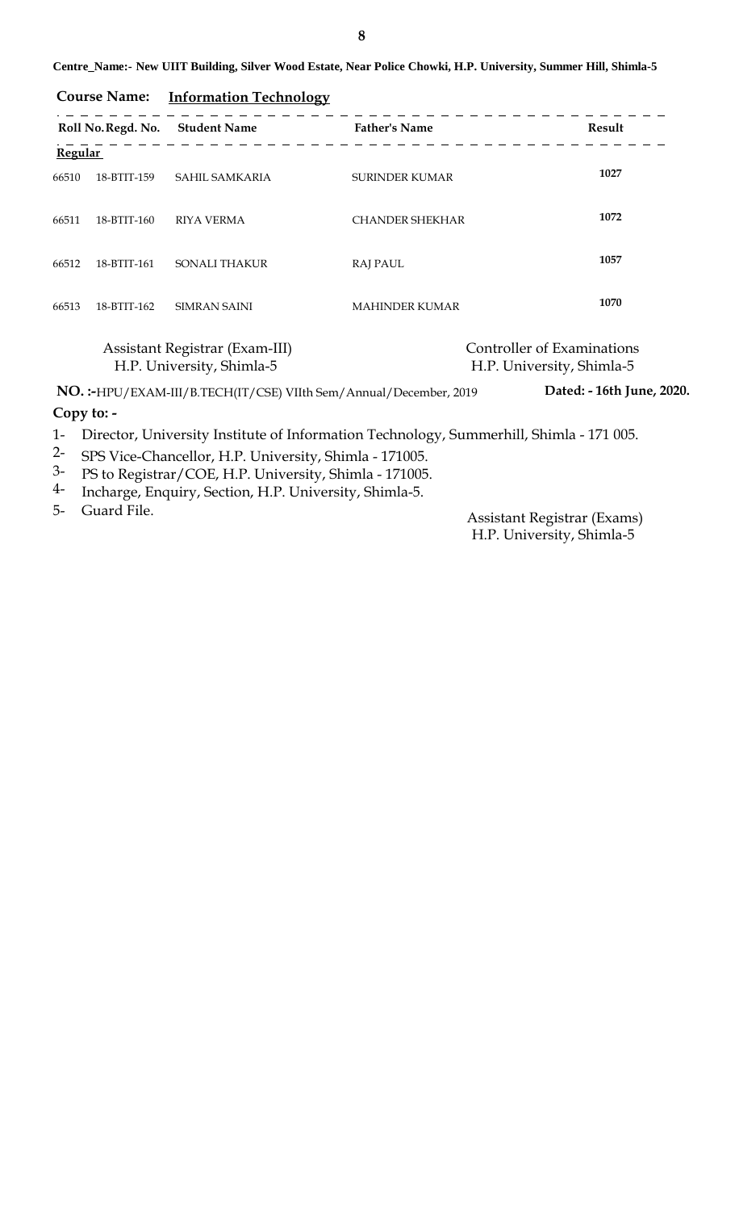Centre_Name:- New UIIT Building, Silver Wood Estate, Near Police Chowki, H.P. University, Summer Hill, Shimla-5

**Course Name:** **Information Technology**

| Roll No. | Regd. No. | Student Name | Father's Name | Result |
|---|---|---|---|---|
| **Regular** | | | | |
| 66510 | 18-BTIT-159 | SAHIL SAMKARIA | SURINDER KUMAR | 1027 |
| 66511 | 18-BTIT-160 | RIYA VERMA | CHANDER SHEKHAR | 1072 |
| 66512 | 18-BTIT-161 | SONALI THAKUR | RAJ PAUL | 1057 |
| 66513 | 18-BTIT-162 | SIMRAN SAINI | MAHINDER KUMAR | 1070 |

Assistant Registrar (Exam-III)
H.P. University, Shimla-5

Controller of Examinations
H.P. University, Shimla-5

**NO. :-**HPU/EXAM-III/B.TECH(IT/CSE) VIIth Sem/Annual/December, 2019 **Dated: - 16th June, 2020.**

**Copy to: -**

1- Director, University Institute of Information Technology, Summerhill, Shimla - 171 005.
2- SPS Vice-Chancellor, H.P. University, Shimla - 171005.
3- PS to Registrar/COE, H.P. University, Shimla - 171005.
4- Incharge, Enquiry, Section, H.P. University, Shimla-5.
5- Guard File.

Assistant Registrar (Exams)
H.P. University, Shimla-5